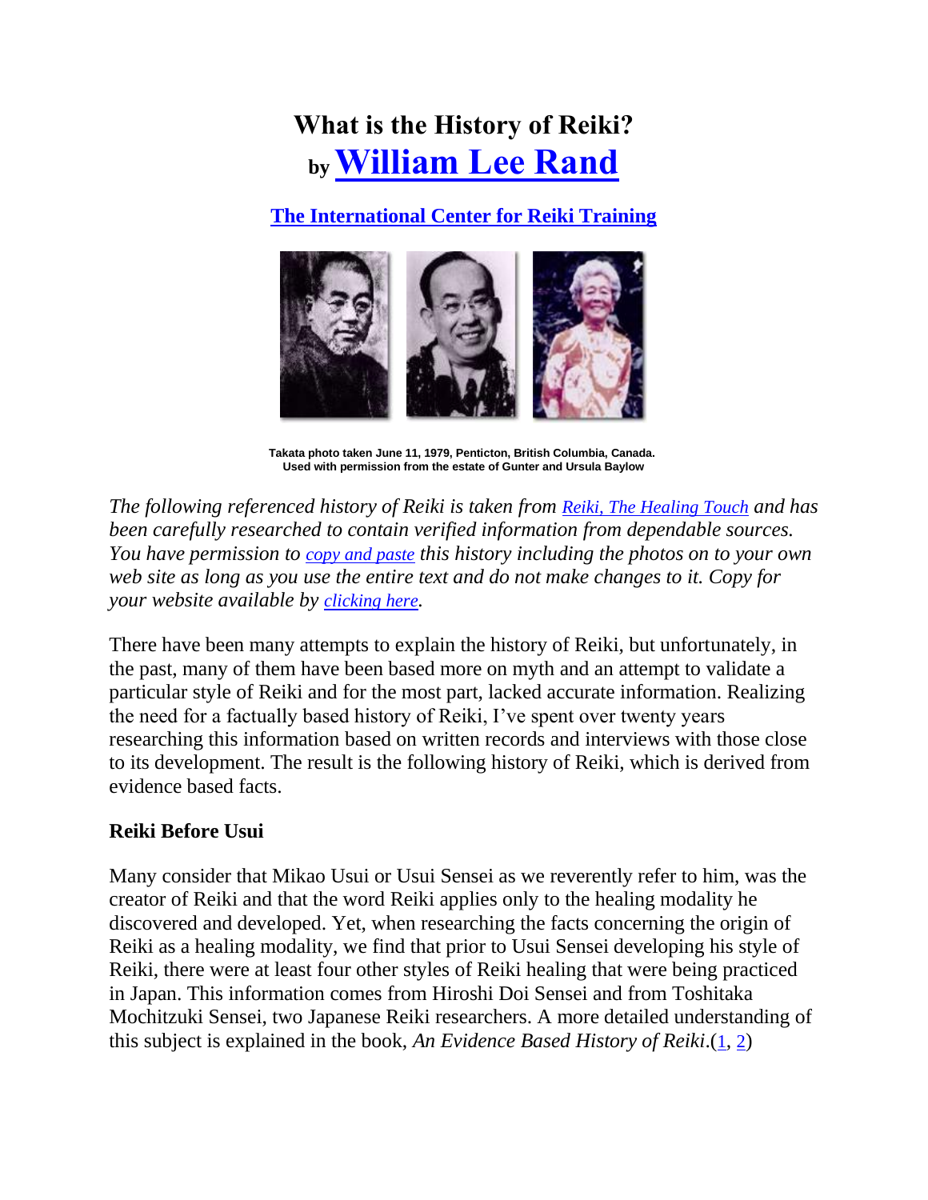# What is the History of Reiki?
## by William Lee Rand

**The International Center for Reiki Training**

**Takata photo taken June 11, 1979, Penticton, British Columbia, Canada.**
**Used with permission from the estate of Gunter and Ursula Baylow**

*The following referenced history of Reiki is taken from Reiki, The Healing Touch and has been carefully researched to contain verified information from dependable sources. You have permission to copy and paste this history including the photos on to your own web site as long as you use the entire text and do not make changes to it. Copy for your website available by clicking here.*

There have been many attempts to explain the history of Reiki, but unfortunately, in the past, many of them have been based more on myth and an attempt to validate a particular style of Reiki and for the most part, lacked accurate information. Realizing the need for a factually based history of Reiki, I've spent over twenty years researching this information based on written records and interviews with those close to its development. The result is the following history of Reiki, which is derived from evidence based facts.

**Reiki Before Usui**

Many consider that Mikao Usui or Usui Sensei as we reverently refer to him, was the creator of Reiki and that the word Reiki applies only to the healing modality he discovered and developed. Yet, when researching the facts concerning the origin of Reiki as a healing modality, we find that prior to Usui Sensei developing his style of Reiki, there were at least four other styles of Reiki healing that were being practiced in Japan. This information comes from Hiroshi Doi Sensei and from Toshitaka Mochitzuki Sensei, two Japanese Reiki researchers. A more detailed understanding of this subject is explained in the book, *An Evidence Based History of Reiki*.(1, 2)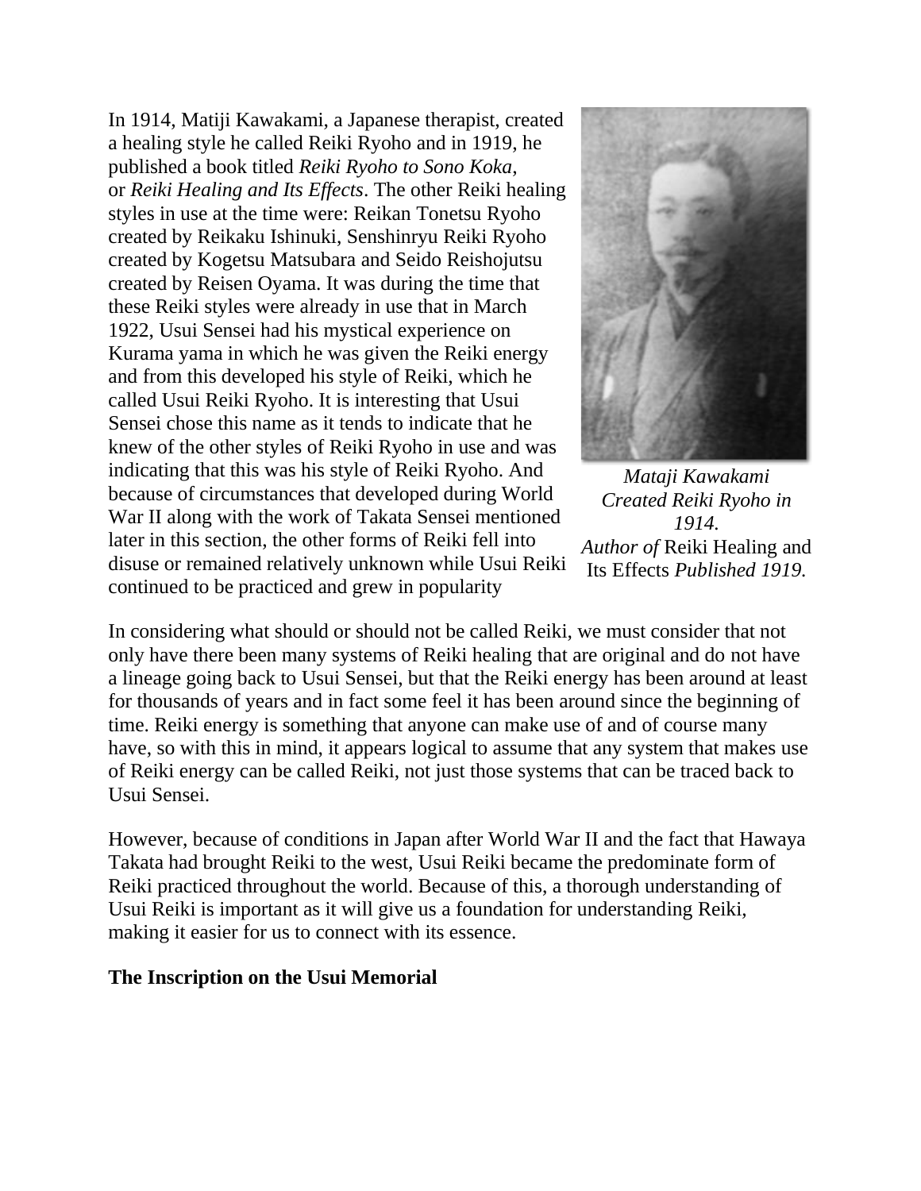In 1914, Matiji Kawakami, a Japanese therapist, created a healing style he called Reiki Ryoho and in 1919, he published a book titled *Reiki Ryoho to Sono Koka*, or *Reiki Healing and Its Effects*. The other Reiki healing styles in use at the time were: Reikan Tonetsu Ryoho created by Reikaku Ishinuki, Senshinryu Reiki Ryoho created by Kogetsu Matsubara and Seido Reishojutsu created by Reisen Oyama. It was during the time that these Reiki styles were already in use that in March 1922, Usui Sensei had his mystical experience on Kurama yama in which he was given the Reiki energy and from this developed his style of Reiki, which he called Usui Reiki Ryoho. It is interesting that Usui Sensei chose this name as it tends to indicate that he knew of the other styles of Reiki Ryoho in use and was indicating that this was his style of Reiki Ryoho. And because of circumstances that developed during World War II along with the work of Takata Sensei mentioned later in this section, the other forms of Reiki fell into disuse or remained relatively unknown while Usui Reiki continued to be practiced and grew in popularity

*Mataji Kawakami Created Reiki Ryoho in 1914. Author of* Reiki Healing and Its Effects *Published 1919.*

In considering what should or should not be called Reiki, we must consider that not only have there been many systems of Reiki healing that are original and do not have a lineage going back to Usui Sensei, but that the Reiki energy has been around at least for thousands of years and in fact some feel it has been around since the beginning of time. Reiki energy is something that anyone can make use of and of course many have, so with this in mind, it appears logical to assume that any system that makes use of Reiki energy can be called Reiki, not just those systems that can be traced back to Usui Sensei.

However, because of conditions in Japan after World War II and the fact that Hawaya Takata had brought Reiki to the west, Usui Reiki became the predominate form of Reiki practiced throughout the world. Because of this, a thorough understanding of Usui Reiki is important as it will give us a foundation for understanding Reiki, making it easier for us to connect with its essence.

**The Inscription on the Usui Memorial**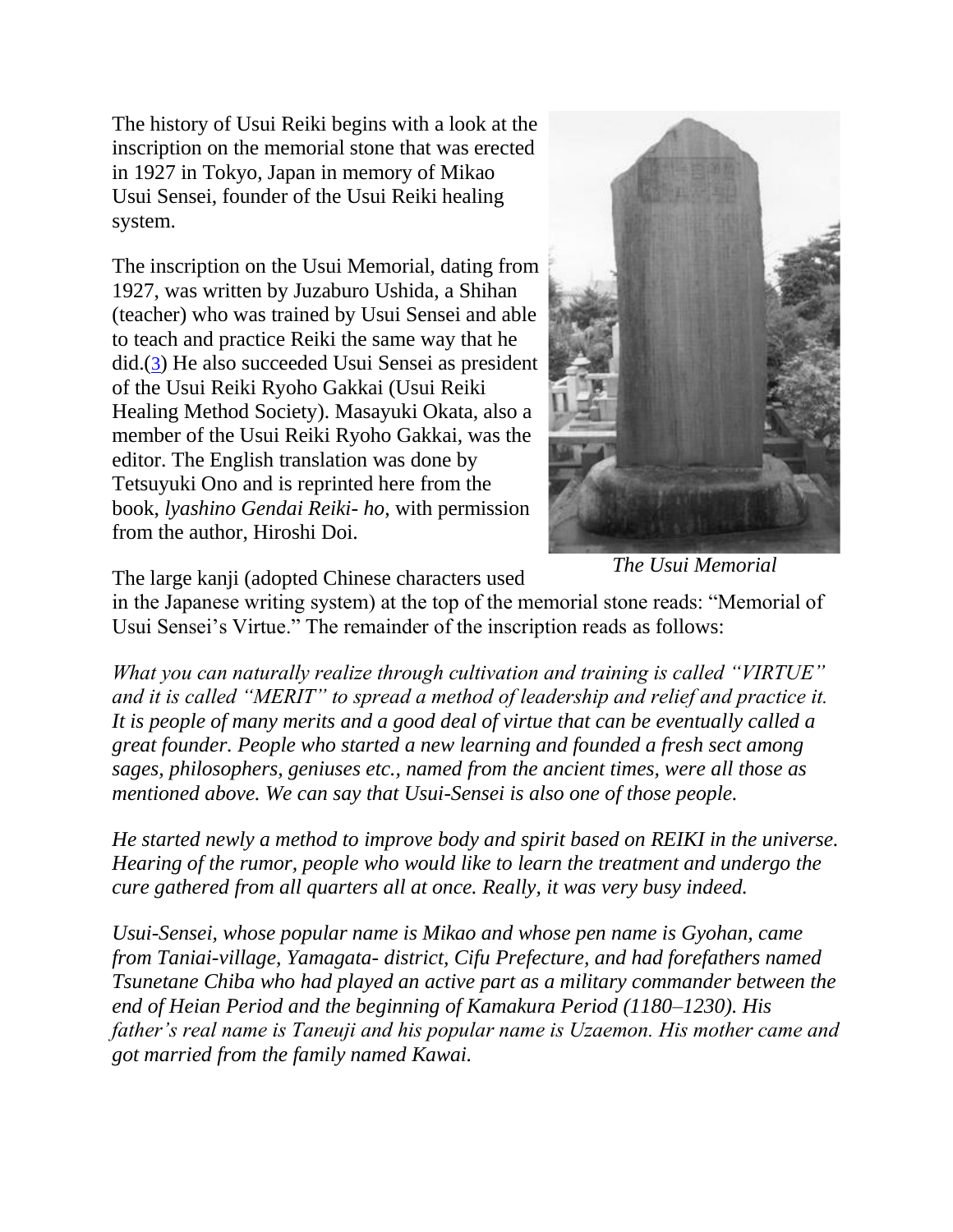The history of Usui Reiki begins with a look at the inscription on the memorial stone that was erected in 1927 in Tokyo, Japan in memory of Mikao Usui Sensei, founder of the Usui Reiki healing system.

The inscription on the Usui Memorial, dating from 1927, was written by Juzaburo Ushida, a Shihan (teacher) who was trained by Usui Sensei and able to teach and practice Reiki the same way that he did.(3) He also succeeded Usui Sensei as president of the Usui Reiki Ryoho Gakkai (Usui Reiki Healing Method Society). Masayuki Okata, also a member of the Usui Reiki Ryoho Gakkai, was the editor. The English translation was done by Tetsuyuki Ono and is reprinted here from the book, *lyashino Gendai Reiki- ho,* with permission from the author, Hiroshi Doi.

*The Usui Memorial*

The large kanji (adopted Chinese characters used in the Japanese writing system) at the top of the memorial stone reads: "Memorial of Usui Sensei's Virtue." The remainder of the inscription reads as follows:

*What you can naturally realize through cultivation and training is called "VIRTUE" and it is called "MERIT" to spread a method of leadership and relief and practice it. It is people of many merits and a good deal of virtue that can be eventually called a great founder. People who started a new learning and founded a fresh sect among sages, philosophers, geniuses etc., named from the ancient times, were all those as mentioned above. We can say that Usui-Sensei is also one of those people.*

*He started newly a method to improve body and spirit based on REIKI in the universe. Hearing of the rumor, people who would like to learn the treatment and undergo the cure gathered from all quarters all at once. Really, it was very busy indeed.*

*Usui-Sensei, whose popular name is Mikao and whose pen name is Gyohan, came from Taniai-village, Yamagata- district, Cifu Prefecture, and had forefathers named Tsunetane Chiba who had played an active part as a military commander between the end of Heian Period and the beginning of Kamakura Period (1180–1230). His father's real name is Taneuji and his popular name is Uzaemon. His mother came and got married from the family named Kawai.*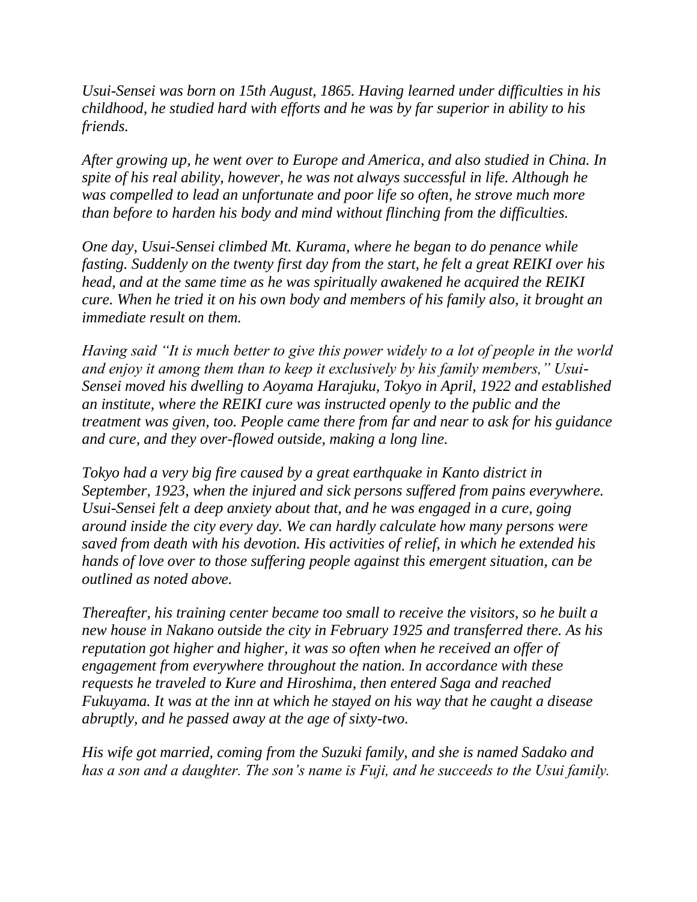*Usui-Sensei was born on 15th August, 1865. Having learned under difficulties in his childhood, he studied hard with efforts and he was by far superior in ability to his friends.*

*After growing up, he went over to Europe and America, and also studied in China. In spite of his real ability, however, he was not always successful in life. Although he was compelled to lead an unfortunate and poor life so often, he strove much more than before to harden his body and mind without flinching from the difficulties.*

*One day, Usui-Sensei climbed Mt. Kurama, where he began to do penance while fasting. Suddenly on the twenty first day from the start, he felt a great REIKI over his head, and at the same time as he was spiritually awakened he acquired the REIKI cure. When he tried it on his own body and members of his family also, it brought an immediate result on them.*

*Having said "It is much better to give this power widely to a lot of people in the world and enjoy it among them than to keep it exclusively by his family members," Usui-Sensei moved his dwelling to Aoyama Harajuku, Tokyo in April, 1922 and established an institute, where the REIKI cure was instructed openly to the public and the treatment was given, too. People came there from far and near to ask for his guidance and cure, and they over-flowed outside, making a long line.*

*Tokyo had a very big fire caused by a great earthquake in Kanto district in September, 1923, when the injured and sick persons suffered from pains everywhere. Usui-Sensei felt a deep anxiety about that, and he was engaged in a cure, going around inside the city every day. We can hardly calculate how many persons were saved from death with his devotion. His activities of relief, in which he extended his hands of love over to those suffering people against this emergent situation, can be outlined as noted above.*

*Thereafter, his training center became too small to receive the visitors, so he built a new house in Nakano outside the city in February 1925 and transferred there. As his reputation got higher and higher, it was so often when he received an offer of engagement from everywhere throughout the nation. In accordance with these requests he traveled to Kure and Hiroshima, then entered Saga and reached Fukuyama. It was at the inn at which he stayed on his way that he caught a disease abruptly, and he passed away at the age of sixty-two.*

*His wife got married, coming from the Suzuki family, and she is named Sadako and has a son and a daughter. The son's name is Fuji, and he succeeds to the Usui family.*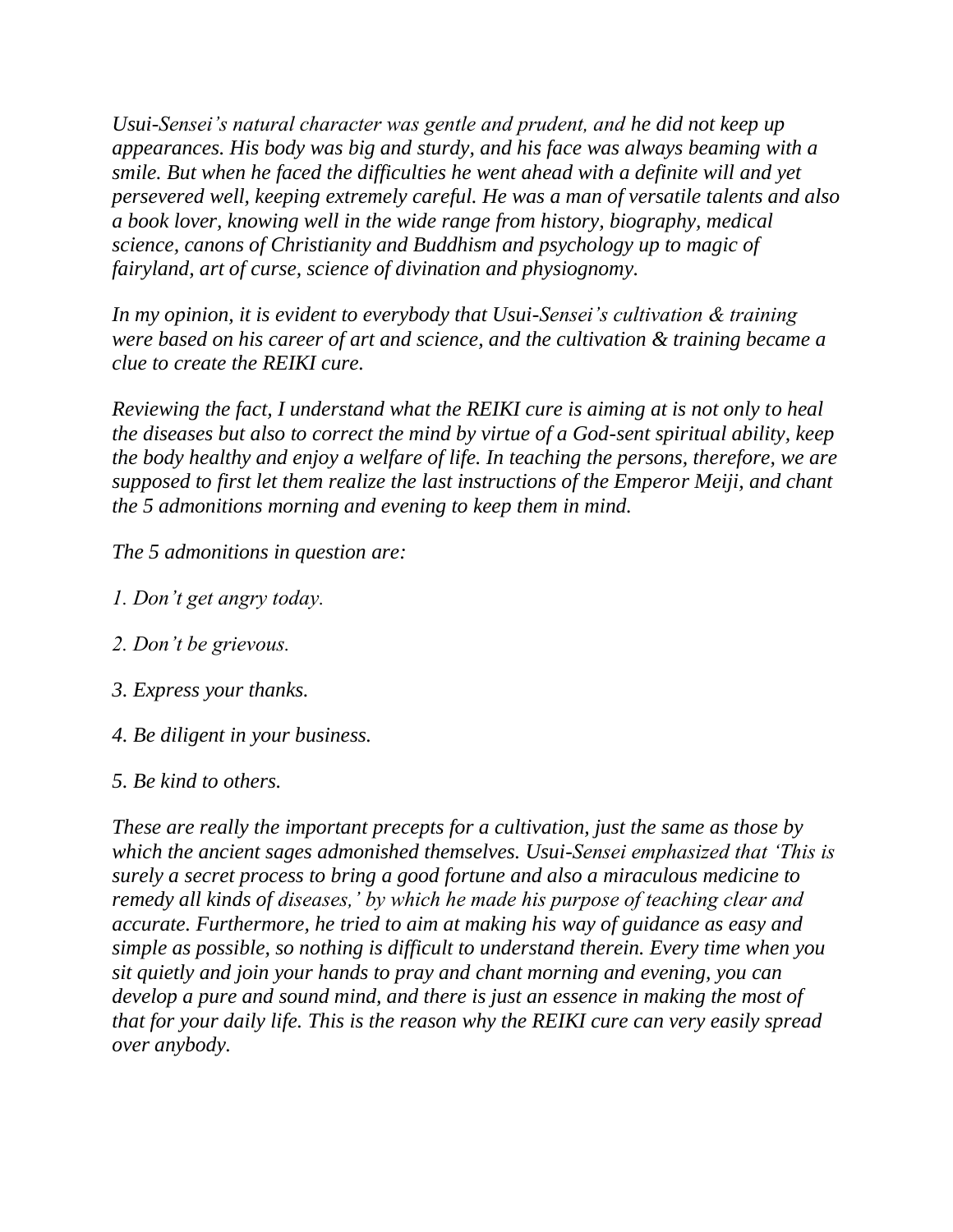*Usui-Sensei's natural character was gentle and prudent, and he did not keep up appearances. His body was big and sturdy, and his face was always beaming with a smile. But when he faced the difficulties he went ahead with a definite will and yet persevered well, keeping extremely careful. He was a man of versatile talents and also a book lover, knowing well in the wide range from history, biography, medical science, canons of Christianity and Buddhism and psychology up to magic of fairyland, art of curse, science of divination and physiognomy.*

*In my opinion, it is evident to everybody that Usui-Sensei's cultivation & training were based on his career of art and science, and the cultivation & training became a clue to create the REIKI cure.*

*Reviewing the fact, I understand what the REIKI cure is aiming at is not only to heal the diseases but also to correct the mind by virtue of a God-sent spiritual ability, keep the body healthy and enjoy a welfare of life. In teaching the persons, therefore, we are supposed to first let them realize the last instructions of the Emperor Meiji, and chant the 5 admonitions morning and evening to keep them in mind.*

*The 5 admonitions in question are:*

*1. Don't get angry today.*

*2. Don't be grievous.*

*3. Express your thanks.*

*4. Be diligent in your business.*

*5. Be kind to others.*

*These are really the important precepts for a cultivation, just the same as those by which the ancient sages admonished themselves. Usui-Sensei emphasized that 'This is surely a secret process to bring a good fortune and also a miraculous medicine to remedy all kinds of diseases,' by which he made his purpose of teaching clear and accurate. Furthermore, he tried to aim at making his way of guidance as easy and simple as possible, so nothing is difficult to understand therein. Every time when you sit quietly and join your hands to pray and chant morning and evening, you can develop a pure and sound mind, and there is just an essence in making the most of that for your daily life. This is the reason why the REIKI cure can very easily spread over anybody.*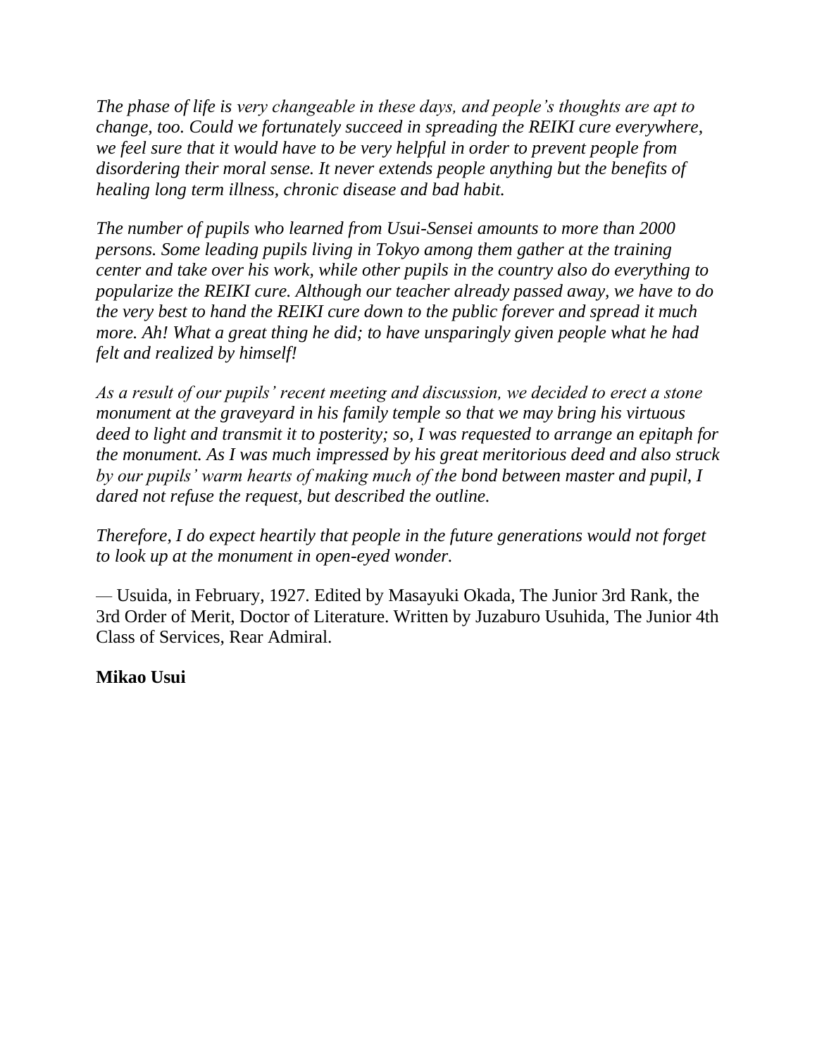*The phase of life is very changeable in these days, and people's thoughts are apt to change, too. Could we fortunately succeed in spreading the REIKI cure everywhere, we feel sure that it would have to be very helpful in order to prevent people from disordering their moral sense. It never extends people anything but the benefits of healing long term illness, chronic disease and bad habit.*

*The number of pupils who learned from Usui-Sensei amounts to more than 2000 persons. Some leading pupils living in Tokyo among them gather at the training center and take over his work, while other pupils in the country also do everything to popularize the REIKI cure. Although our teacher already passed away, we have to do the very best to hand the REIKI cure down to the public forever and spread it much more. Ah! What a great thing he did; to have unsparingly given people what he had felt and realized by himself!*

*As a result of our pupils' recent meeting and discussion, we decided to erect a stone monument at the graveyard in his family temple so that we may bring his virtuous deed to light and transmit it to posterity; so, I was requested to arrange an epitaph for the monument. As I was much impressed by his great meritorious deed and also struck by our pupils' warm hearts of making much of the bond between master and pupil, I dared not refuse the request, but described the outline.*

*Therefore, I do expect heartily that people in the future generations would not forget to look up at the monument in open-eyed wonder.*

— Usuida, in February, 1927. Edited by Masayuki Okada, The Junior 3rd Rank, the 3rd Order of Merit, Doctor of Literature. Written by Juzaburo Usuhida, The Junior 4th Class of Services, Rear Admiral.

**Mikao Usui**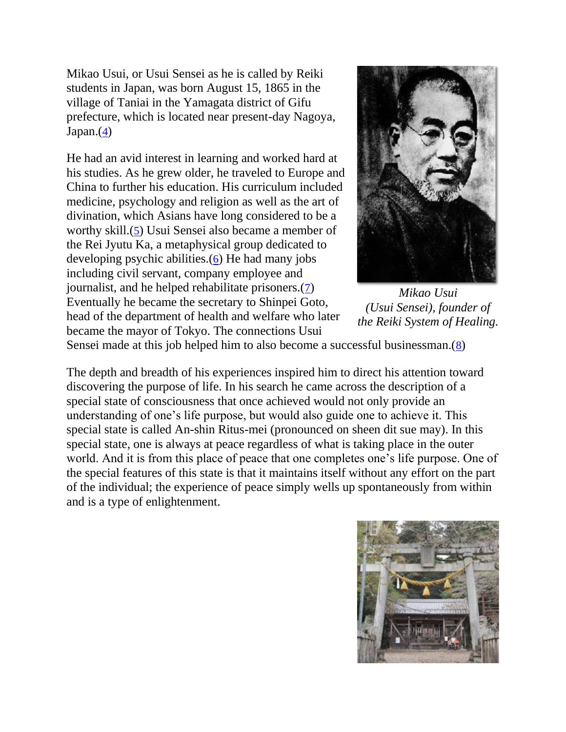Mikao Usui, or Usui Sensei as he is called by Reiki students in Japan, was born August 15, 1865 in the village of Taniai in the Yamagata district of Gifu prefecture, which is located near present-day Nagoya, Japan.(4)

He had an avid interest in learning and worked hard at his studies. As he grew older, he traveled to Europe and China to further his education. His curriculum included medicine, psychology and religion as well as the art of divination, which Asians have long considered to be a worthy skill.(5) Usui Sensei also became a member of the Rei Jyutu Ka, a metaphysical group dedicated to developing psychic abilities.(6) He had many jobs including civil servant, company employee and journalist, and he helped rehabilitate prisoners.(7) Eventually he became the secretary to Shinpei Goto, head of the department of health and welfare who later became the mayor of Tokyo. The connections Usui Sensei made at this job helped him to also become a successful businessman.(8)

*Mikao Usui (Usui Sensei), founder of the Reiki System of Healing.*

The depth and breadth of his experiences inspired him to direct his attention toward discovering the purpose of life. In his search he came across the description of a special state of consciousness that once achieved would not only provide an understanding of one's life purpose, but would also guide one to achieve it. This special state is called An-shin Ritus-mei (pronounced on sheen dit sue may). In this special state, one is always at peace regardless of what is taking place in the outer world. And it is from this place of peace that one completes one's life purpose. One of the special features of this state is that it maintains itself without any effort on the part of the individual; the experience of peace simply wells up spontaneously from within and is a type of enlightenment.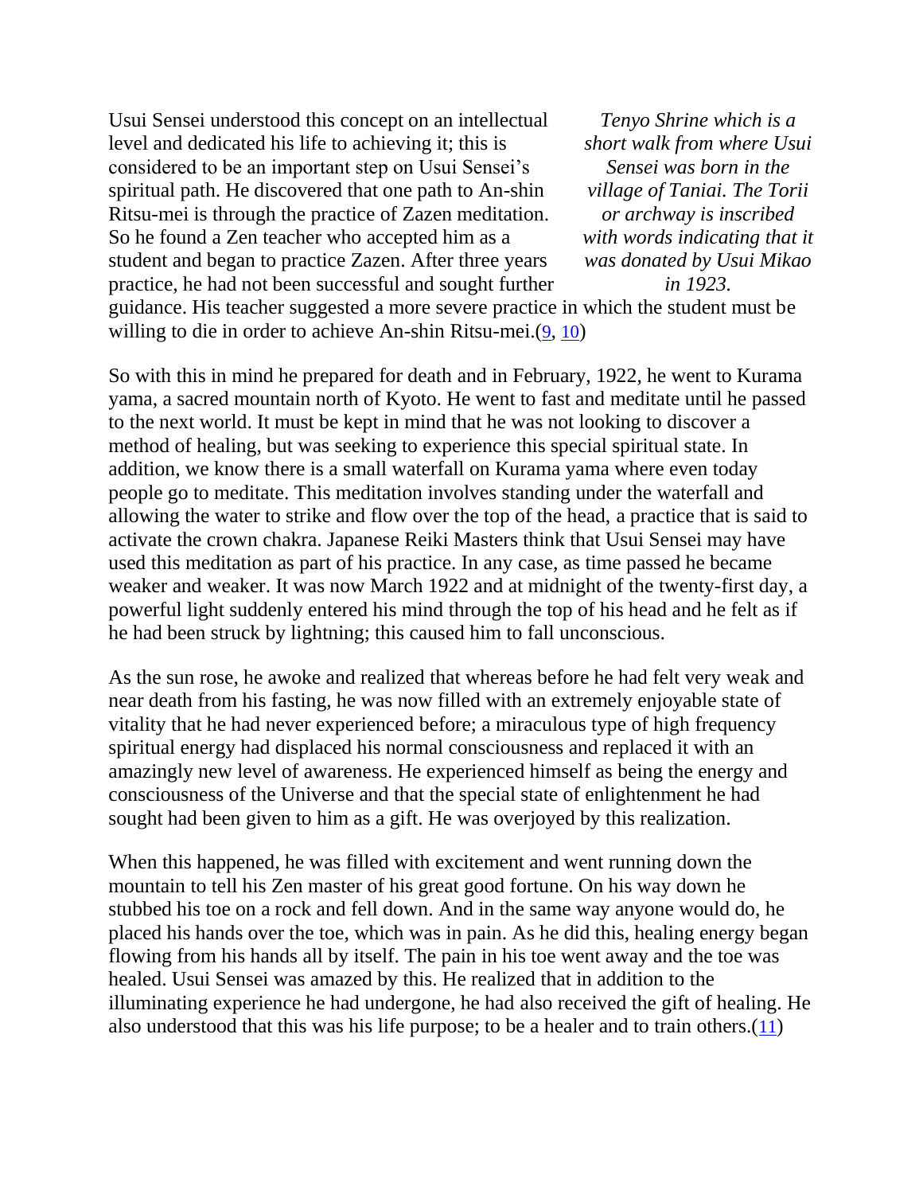Usui Sensei understood this concept on an intellectual level and dedicated his life to achieving it; this is considered to be an important step on Usui Sensei's spiritual path. He discovered that one path to An-shin Ritsu-mei is through the practice of Zazen meditation. So he found a Zen teacher who accepted him as a student and began to practice Zazen. After three years practice, he had not been successful and sought further guidance. His teacher suggested a more severe practice in which the student must be willing to die in order to achieve An-shin Ritsu-mei.(9, 10)

*Tenyo Shrine which is a short walk from where Usui Sensei was born in the village of Taniai. The Torii or archway is inscribed with words indicating that it was donated by Usui Mikao in 1923.*

So with this in mind he prepared for death and in February, 1922, he went to Kurama yama, a sacred mountain north of Kyoto. He went to fast and meditate until he passed to the next world. It must be kept in mind that he was not looking to discover a method of healing, but was seeking to experience this special spiritual state. In addition, we know there is a small waterfall on Kurama yama where even today people go to meditate. This meditation involves standing under the waterfall and allowing the water to strike and flow over the top of the head, a practice that is said to activate the crown chakra. Japanese Reiki Masters think that Usui Sensei may have used this meditation as part of his practice. In any case, as time passed he became weaker and weaker. It was now March 1922 and at midnight of the twenty-first day, a powerful light suddenly entered his mind through the top of his head and he felt as if he had been struck by lightning; this caused him to fall unconscious.

As the sun rose, he awoke and realized that whereas before he had felt very weak and near death from his fasting, he was now filled with an extremely enjoyable state of vitality that he had never experienced before; a miraculous type of high frequency spiritual energy had displaced his normal consciousness and replaced it with an amazingly new level of awareness. He experienced himself as being the energy and consciousness of the Universe and that the special state of enlightenment he had sought had been given to him as a gift. He was overjoyed by this realization.

When this happened, he was filled with excitement and went running down the mountain to tell his Zen master of his great good fortune. On his way down he stubbed his toe on a rock and fell down. And in the same way anyone would do, he placed his hands over the toe, which was in pain. As he did this, healing energy began flowing from his hands all by itself. The pain in his toe went away and the toe was healed. Usui Sensei was amazed by this. He realized that in addition to the illuminating experience he had undergone, he had also received the gift of healing. He also understood that this was his life purpose; to be a healer and to train others.(11)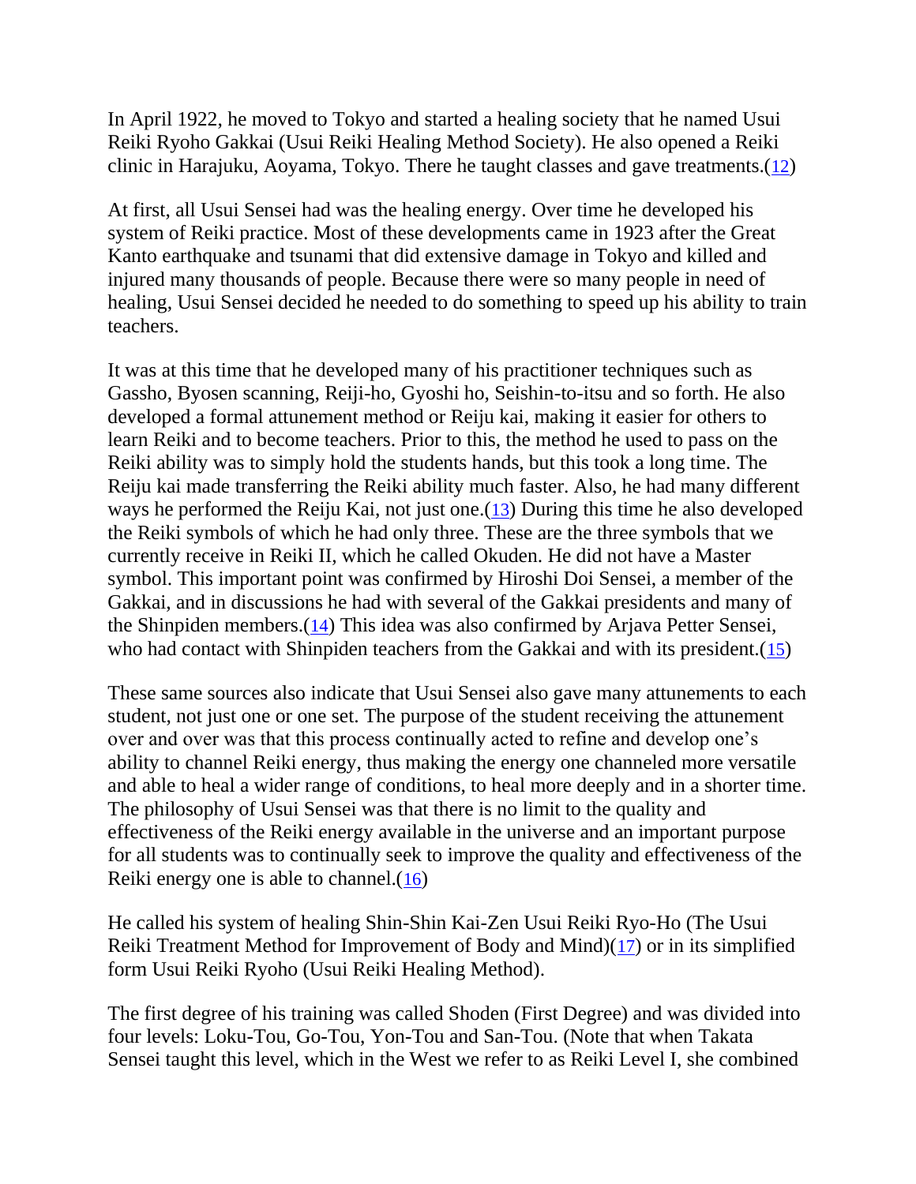In April 1922, he moved to Tokyo and started a healing society that he named Usui Reiki Ryoho Gakkai (Usui Reiki Healing Method Society). He also opened a Reiki clinic in Harajuku, Aoyama, Tokyo. There he taught classes and gave treatments.(12)

At first, all Usui Sensei had was the healing energy. Over time he developed his system of Reiki practice. Most of these developments came in 1923 after the Great Kanto earthquake and tsunami that did extensive damage in Tokyo and killed and injured many thousands of people. Because there were so many people in need of healing, Usui Sensei decided he needed to do something to speed up his ability to train teachers.

It was at this time that he developed many of his practitioner techniques such as Gassho, Byosen scanning, Reiji-ho, Gyoshi ho, Seishin-to-itsu and so forth. He also developed a formal attunement method or Reiju kai, making it easier for others to learn Reiki and to become teachers. Prior to this, the method he used to pass on the Reiki ability was to simply hold the students hands, but this took a long time. The Reiju kai made transferring the Reiki ability much faster. Also, he had many different ways he performed the Reiju Kai, not just one.(13) During this time he also developed the Reiki symbols of which he had only three. These are the three symbols that we currently receive in Reiki II, which he called Okuden. He did not have a Master symbol. This important point was confirmed by Hiroshi Doi Sensei, a member of the Gakkai, and in discussions he had with several of the Gakkai presidents and many of the Shinpiden members.(14) This idea was also confirmed by Arjava Petter Sensei, who had contact with Shinpiden teachers from the Gakkai and with its president.(15)

These same sources also indicate that Usui Sensei also gave many attunements to each student, not just one or one set. The purpose of the student receiving the attunement over and over was that this process continually acted to refine and develop one's ability to channel Reiki energy, thus making the energy one channeled more versatile and able to heal a wider range of conditions, to heal more deeply and in a shorter time. The philosophy of Usui Sensei was that there is no limit to the quality and effectiveness of the Reiki energy available in the universe and an important purpose for all students was to continually seek to improve the quality and effectiveness of the Reiki energy one is able to channel.(16)

He called his system of healing Shin-Shin Kai-Zen Usui Reiki Ryo-Ho (The Usui Reiki Treatment Method for Improvement of Body and Mind)(17) or in its simplified form Usui Reiki Ryoho (Usui Reiki Healing Method).

The first degree of his training was called Shoden (First Degree) and was divided into four levels: Loku-Tou, Go-Tou, Yon-Tou and San-Tou. (Note that when Takata Sensei taught this level, which in the West we refer to as Reiki Level I, she combined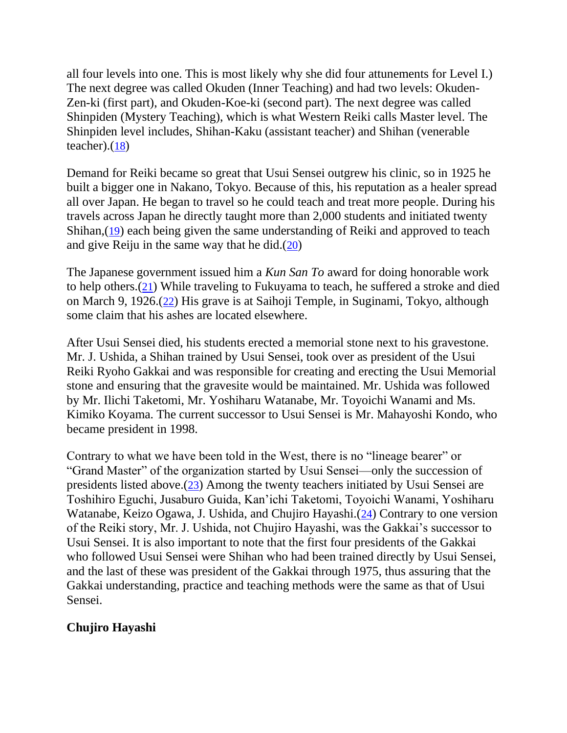all four levels into one. This is most likely why she did four attunements for Level I.) The next degree was called Okuden (Inner Teaching) and had two levels: Okuden-Zen-ki (first part), and Okuden-Koe-ki (second part). The next degree was called Shinpiden (Mystery Teaching), which is what Western Reiki calls Master level. The Shinpiden level includes, Shihan-Kaku (assistant teacher) and Shihan (venerable teacher).(18)

Demand for Reiki became so great that Usui Sensei outgrew his clinic, so in 1925 he built a bigger one in Nakano, Tokyo. Because of this, his reputation as a healer spread all over Japan. He began to travel so he could teach and treat more people. During his travels across Japan he directly taught more than 2,000 students and initiated twenty Shihan,(19) each being given the same understanding of Reiki and approved to teach and give Reiju in the same way that he did.(20)

The Japanese government issued him a *Kun San To* award for doing honorable work to help others.(21) While traveling to Fukuyama to teach, he suffered a stroke and died on March 9, 1926.(22) His grave is at Saihoji Temple, in Suginami, Tokyo, although some claim that his ashes are located elsewhere.

After Usui Sensei died, his students erected a memorial stone next to his gravestone. Mr. J. Ushida, a Shihan trained by Usui Sensei, took over as president of the Usui Reiki Ryoho Gakkai and was responsible for creating and erecting the Usui Memorial stone and ensuring that the gravesite would be maintained. Mr. Ushida was followed by Mr. Ilichi Taketomi, Mr. Yoshiharu Watanabe, Mr. Toyoichi Wanami and Ms. Kimiko Koyama. The current successor to Usui Sensei is Mr. Mahayoshi Kondo, who became president in 1998.

Contrary to what we have been told in the West, there is no "lineage bearer" or "Grand Master" of the organization started by Usui Sensei—only the succession of presidents listed above.(23) Among the twenty teachers initiated by Usui Sensei are Toshihiro Eguchi, Jusaburo Guida, Kan'ichi Taketomi, Toyoichi Wanami, Yoshiharu Watanabe, Keizo Ogawa, J. Ushida, and Chujiro Hayashi.(24) Contrary to one version of the Reiki story, Mr. J. Ushida, not Chujiro Hayashi, was the Gakkai's successor to Usui Sensei. It is also important to note that the first four presidents of the Gakkai who followed Usui Sensei were Shihan who had been trained directly by Usui Sensei, and the last of these was president of the Gakkai through 1975, thus assuring that the Gakkai understanding, practice and teaching methods were the same as that of Usui Sensei.

**Chujiro Hayashi**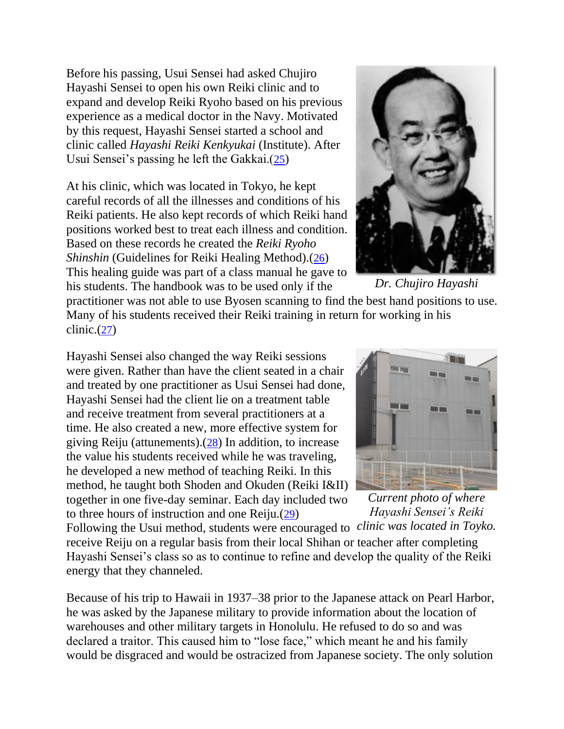Before his passing, Usui Sensei had asked Chujiro Hayashi Sensei to open his own Reiki clinic and to expand and develop Reiki Ryoho based on his previous experience as a medical doctor in the Navy. Motivated by this request, Hayashi Sensei started a school and clinic called *Hayashi Reiki Kenkyukai* (Institute). After Usui Sensei's passing he left the Gakkai.(25)

At his clinic, which was located in Tokyo, he kept careful records of all the illnesses and conditions of his Reiki patients. He also kept records of which Reiki hand positions worked best to treat each illness and condition. Based on these records he created the *Reiki Ryoho Shinshin* (Guidelines for Reiki Healing Method).(26) This healing guide was part of a class manual he gave to his students. The handbook was to be used only if the practitioner was not able to use Byosen scanning to find the best hand positions to use. Many of his students received their Reiki training in return for working in his clinic.(27)

*Dr. Chujiro Hayashi*

Hayashi Sensei also changed the way Reiki sessions were given. Rather than have the client seated in a chair and treated by one practitioner as Usui Sensei had done, Hayashi Sensei had the client lie on a treatment table and receive treatment from several practitioners at a time. He also created a new, more effective system for giving Reiju (attunements).(28) In addition, to increase the value his students received while he was traveling, he developed a new method of teaching Reiki. In this method, he taught both Shoden and Okuden (Reiki I&II) together in one five-day seminar. Each day included two to three hours of instruction and one Reiju.(29) Following the Usui method, students were encouraged to receive Reiju on a regular basis from their local Shihan or teacher after completing Hayashi Sensei's class so as to continue to refine and develop the quality of the Reiki energy that they channeled.

*Current photo of where Hayashi Sensei's Reiki clinic was located in Toyko.*

Because of his trip to Hawaii in 1937–38 prior to the Japanese attack on Pearl Harbor, he was asked by the Japanese military to provide information about the location of warehouses and other military targets in Honolulu. He refused to do so and was declared a traitor. This caused him to "lose face," which meant he and his family would be disgraced and would be ostracized from Japanese society. The only solution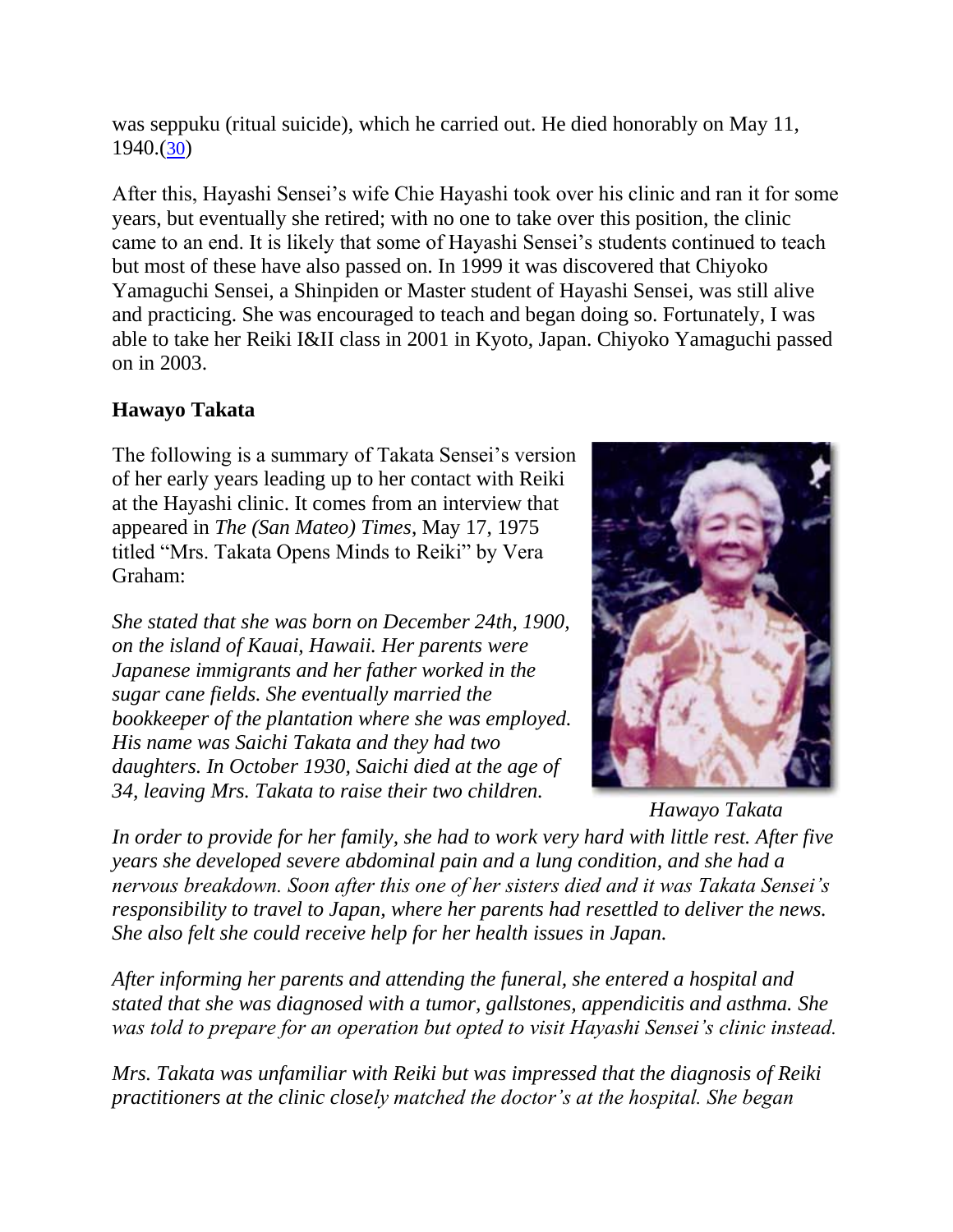was seppuku (ritual suicide), which he carried out. He died honorably on May 11, 1940.(30)

After this, Hayashi Sensei's wife Chie Hayashi took over his clinic and ran it for some years, but eventually she retired; with no one to take over this position, the clinic came to an end. It is likely that some of Hayashi Sensei's students continued to teach but most of these have also passed on. In 1999 it was discovered that Chiyoko Yamaguchi Sensei, a Shinpiden or Master student of Hayashi Sensei, was still alive and practicing. She was encouraged to teach and began doing so. Fortunately, I was able to take her Reiki I&II class in 2001 in Kyoto, Japan. Chiyoko Yamaguchi passed on in 2003.

**Hawayo Takata**

The following is a summary of Takata Sensei's version of her early years leading up to her contact with Reiki at the Hayashi clinic. It comes from an interview that appeared in *The (San Mateo) Times*, May 17, 1975 titled "Mrs. Takata Opens Minds to Reiki" by Vera Graham:

*She stated that she was born on December 24th, 1900, on the island of Kauai, Hawaii. Her parents were Japanese immigrants and her father worked in the sugar cane fields. She eventually married the bookkeeper of the plantation where she was employed. His name was Saichi Takata and they had two daughters. In October 1930, Saichi died at the age of 34, leaving Mrs. Takata to raise their two children.*

*Hawayo Takata*

*In order to provide for her family, she had to work very hard with little rest. After five years she developed severe abdominal pain and a lung condition, and she had a nervous breakdown. Soon after this one of her sisters died and it was Takata Sensei's responsibility to travel to Japan, where her parents had resettled to deliver the news. She also felt she could receive help for her health issues in Japan.*

*After informing her parents and attending the funeral, she entered a hospital and stated that she was diagnosed with a tumor, gallstones, appendicitis and asthma. She was told to prepare for an operation but opted to visit Hayashi Sensei's clinic instead.*

*Mrs. Takata was unfamiliar with Reiki but was impressed that the diagnosis of Reiki practitioners at the clinic closely matched the doctor's at the hospital. She began*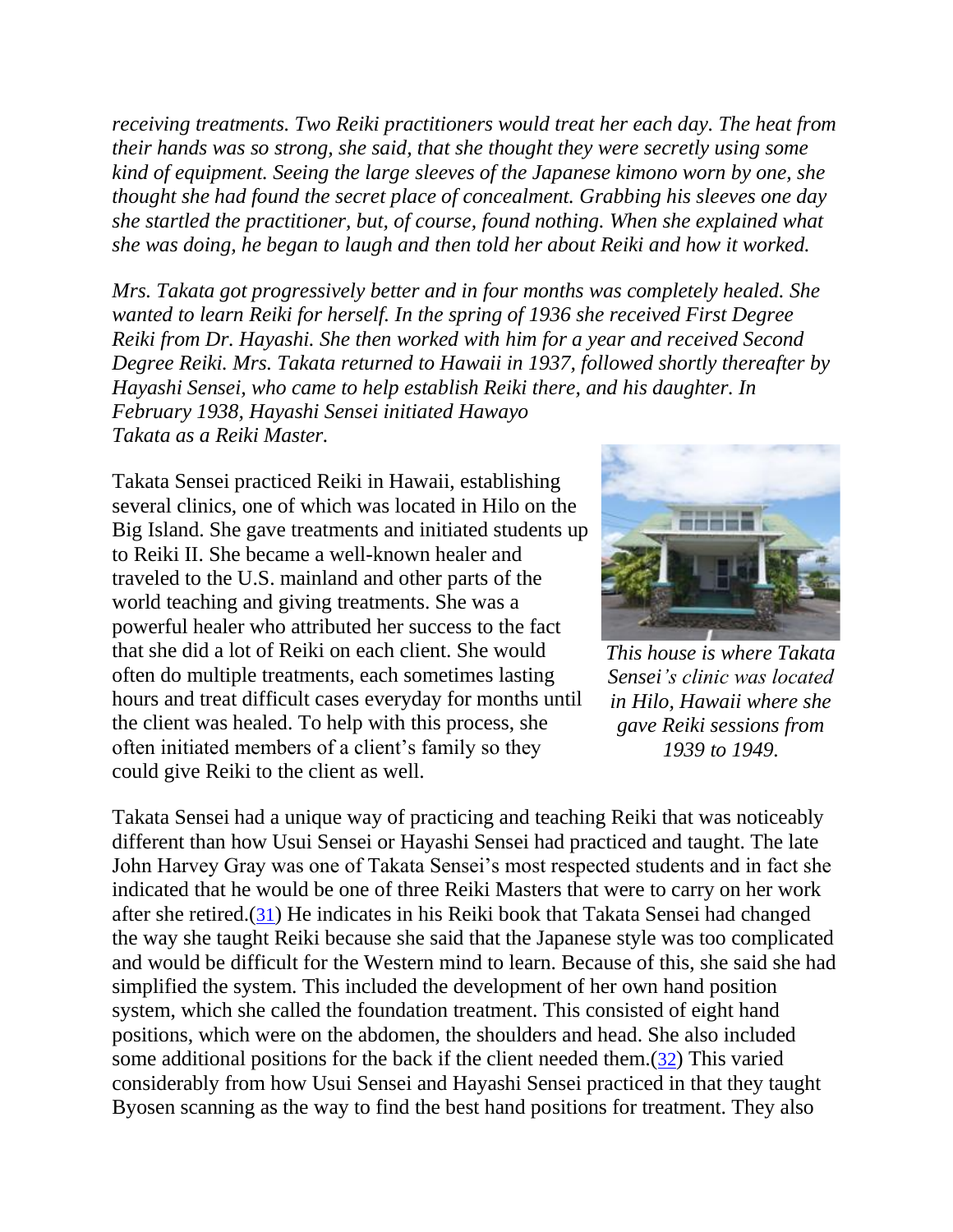*receiving treatments. Two Reiki practitioners would treat her each day. The heat from their hands was so strong, she said, that she thought they were secretly using some kind of equipment. Seeing the large sleeves of the Japanese kimono worn by one, she thought she had found the secret place of concealment. Grabbing his sleeves one day she startled the practitioner, but, of course, found nothing. When she explained what she was doing, he began to laugh and then told her about Reiki and how it worked.*

*Mrs. Takata got progressively better and in four months was completely healed. She wanted to learn Reiki for herself. In the spring of 1936 she received First Degree Reiki from Dr. Hayashi. She then worked with him for a year and received Second Degree Reiki. Mrs. Takata returned to Hawaii in 1937, followed shortly thereafter by Hayashi Sensei, who came to help establish Reiki there, and his daughter. In February 1938, Hayashi Sensei initiated Hawayo Takata as a Reiki Master.*

Takata Sensei practiced Reiki in Hawaii, establishing several clinics, one of which was located in Hilo on the Big Island. She gave treatments and initiated students up to Reiki II. She became a well-known healer and traveled to the U.S. mainland and other parts of the world teaching and giving treatments. She was a powerful healer who attributed her success to the fact that she did a lot of Reiki on each client. She would often do multiple treatments, each sometimes lasting hours and treat difficult cases everyday for months until the client was healed. To help with this process, she often initiated members of a client's family so they could give Reiki to the client as well.

*This house is where Takata Sensei's clinic was located in Hilo, Hawaii where she gave Reiki sessions from 1939 to 1949.*

Takata Sensei had a unique way of practicing and teaching Reiki that was noticeably different than how Usui Sensei or Hayashi Sensei had practiced and taught. The late John Harvey Gray was one of Takata Sensei's most respected students and in fact she indicated that he would be one of three Reiki Masters that were to carry on her work after she retired.(31) He indicates in his Reiki book that Takata Sensei had changed the way she taught Reiki because she said that the Japanese style was too complicated and would be difficult for the Western mind to learn. Because of this, she said she had simplified the system. This included the development of her own hand position system, which she called the foundation treatment. This consisted of eight hand positions, which were on the abdomen, the shoulders and head. She also included some additional positions for the back if the client needed them.(32) This varied considerably from how Usui Sensei and Hayashi Sensei practiced in that they taught Byosen scanning as the way to find the best hand positions for treatment. They also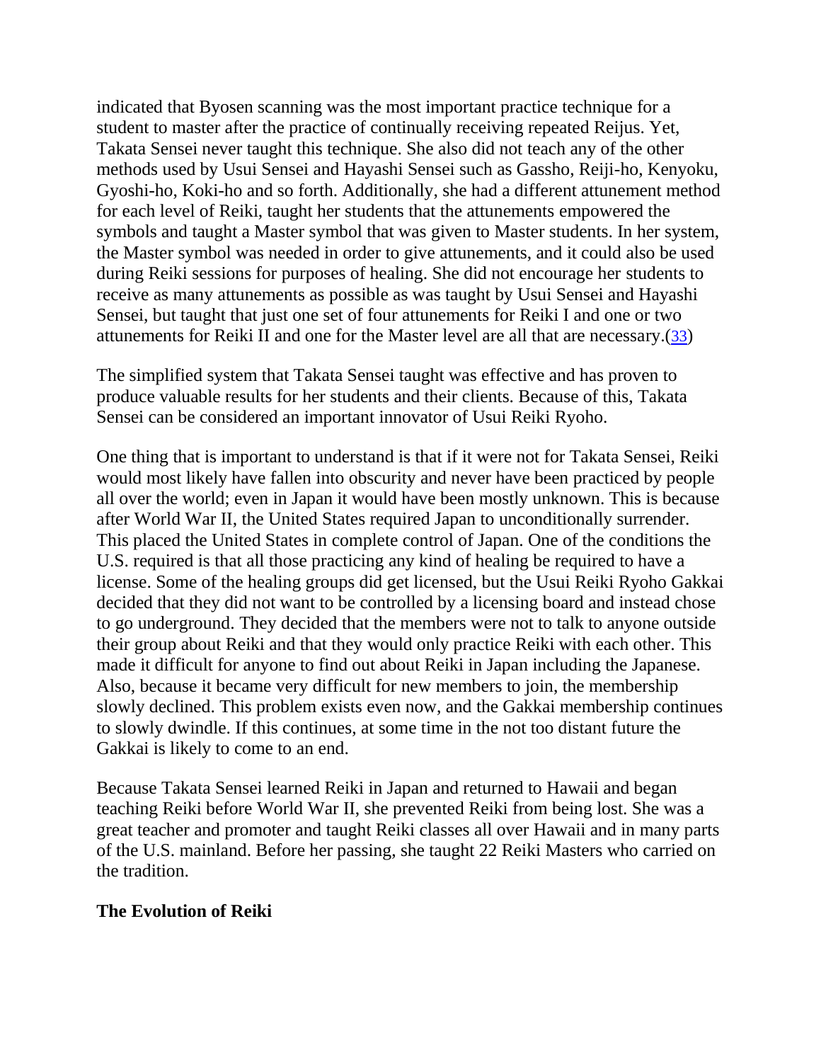indicated that Byosen scanning was the most important practice technique for a student to master after the practice of continually receiving repeated Reijus. Yet, Takata Sensei never taught this technique. She also did not teach any of the other methods used by Usui Sensei and Hayashi Sensei such as Gassho, Reiji-ho, Kenyoku, Gyoshi-ho, Koki-ho and so forth. Additionally, she had a different attunement method for each level of Reiki, taught her students that the attunements empowered the symbols and taught a Master symbol that was given to Master students. In her system, the Master symbol was needed in order to give attunements, and it could also be used during Reiki sessions for purposes of healing. She did not encourage her students to receive as many attunements as possible as was taught by Usui Sensei and Hayashi Sensei, but taught that just one set of four attunements for Reiki I and one or two attunements for Reiki II and one for the Master level are all that are necessary.(33)

The simplified system that Takata Sensei taught was effective and has proven to produce valuable results for her students and their clients. Because of this, Takata Sensei can be considered an important innovator of Usui Reiki Ryoho.

One thing that is important to understand is that if it were not for Takata Sensei, Reiki would most likely have fallen into obscurity and never have been practiced by people all over the world; even in Japan it would have been mostly unknown. This is because after World War II, the United States required Japan to unconditionally surrender. This placed the United States in complete control of Japan. One of the conditions the U.S. required is that all those practicing any kind of healing be required to have a license. Some of the healing groups did get licensed, but the Usui Reiki Ryoho Gakkai decided that they did not want to be controlled by a licensing board and instead chose to go underground. They decided that the members were not to talk to anyone outside their group about Reiki and that they would only practice Reiki with each other. This made it difficult for anyone to find out about Reiki in Japan including the Japanese. Also, because it became very difficult for new members to join, the membership slowly declined. This problem exists even now, and the Gakkai membership continues to slowly dwindle. If this continues, at some time in the not too distant future the Gakkai is likely to come to an end.

Because Takata Sensei learned Reiki in Japan and returned to Hawaii and began teaching Reiki before World War II, she prevented Reiki from being lost. She was a great teacher and promoter and taught Reiki classes all over Hawaii and in many parts of the U.S. mainland. Before her passing, she taught 22 Reiki Masters who carried on the tradition.

## The Evolution of Reiki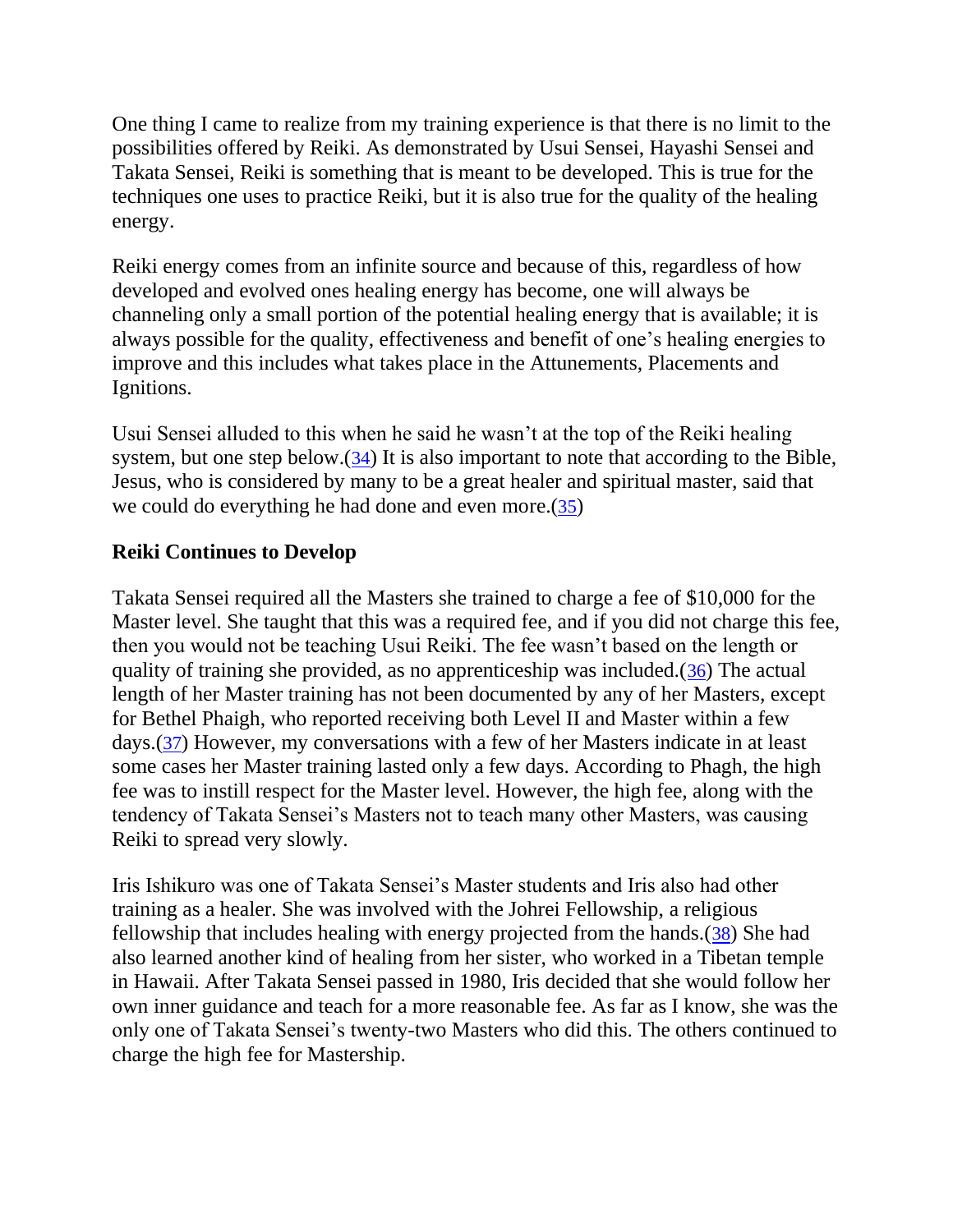One thing I came to realize from my training experience is that there is no limit to the possibilities offered by Reiki. As demonstrated by Usui Sensei, Hayashi Sensei and Takata Sensei, Reiki is something that is meant to be developed. This is true for the techniques one uses to practice Reiki, but it is also true for the quality of the healing energy.

Reiki energy comes from an infinite source and because of this, regardless of how developed and evolved ones healing energy has become, one will always be channeling only a small portion of the potential healing energy that is available; it is always possible for the quality, effectiveness and benefit of one's healing energies to improve and this includes what takes place in the Attunements, Placements and Ignitions.

Usui Sensei alluded to this when he said he wasn't at the top of the Reiki healing system, but one step below.(34) It is also important to note that according to the Bible, Jesus, who is considered by many to be a great healer and spiritual master, said that we could do everything he had done and even more.(35)

### Reiki Continues to Develop

Takata Sensei required all the Masters she trained to charge a fee of $10,000 for the Master level. She taught that this was a required fee, and if you did not charge this fee, then you would not be teaching Usui Reiki. The fee wasn't based on the length or quality of training she provided, as no apprenticeship was included.(36) The actual length of her Master training has not been documented by any of her Masters, except for Bethel Phaigh, who reported receiving both Level II and Master within a few days.(37) However, my conversations with a few of her Masters indicate in at least some cases her Master training lasted only a few days. According to Phagh, the high fee was to instill respect for the Master level. However, the high fee, along with the tendency of Takata Sensei's Masters not to teach many other Masters, was causing Reiki to spread very slowly.

Iris Ishikuro was one of Takata Sensei's Master students and Iris also had other training as a healer. She was involved with the Johrei Fellowship, a religious fellowship that includes healing with energy projected from the hands.(38) She had also learned another kind of healing from her sister, who worked in a Tibetan temple in Hawaii. After Takata Sensei passed in 1980, Iris decided that she would follow her own inner guidance and teach for a more reasonable fee. As far as I know, she was the only one of Takata Sensei's twenty-two Masters who did this. The others continued to charge the high fee for Mastership.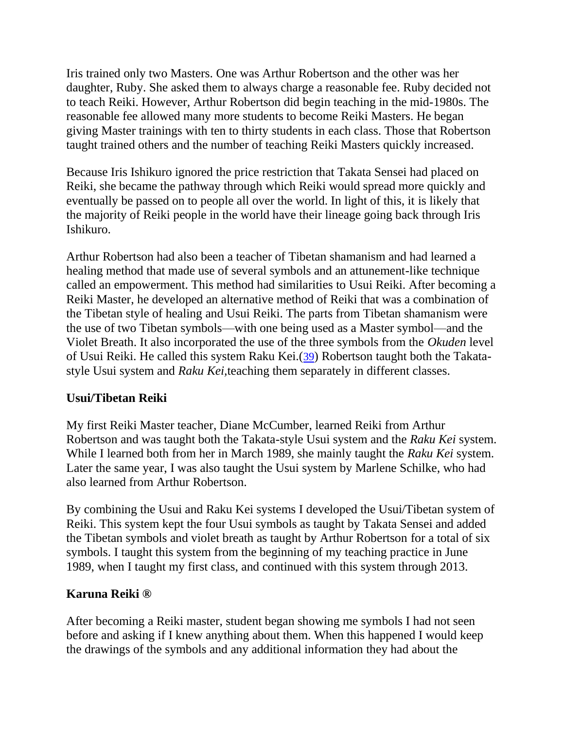Iris trained only two Masters. One was Arthur Robertson and the other was her daughter, Ruby. She asked them to always charge a reasonable fee. Ruby decided not to teach Reiki. However, Arthur Robertson did begin teaching in the mid-1980s. The reasonable fee allowed many more students to become Reiki Masters. He began giving Master trainings with ten to thirty students in each class. Those that Robertson taught trained others and the number of teaching Reiki Masters quickly increased.

Because Iris Ishikuro ignored the price restriction that Takata Sensei had placed on Reiki, she became the pathway through which Reiki would spread more quickly and eventually be passed on to people all over the world. In light of this, it is likely that the majority of Reiki people in the world have their lineage going back through Iris Ishikuro.

Arthur Robertson had also been a teacher of Tibetan shamanism and had learned a healing method that made use of several symbols and an attunement-like technique called an empowerment. This method had similarities to Usui Reiki. After becoming a Reiki Master, he developed an alternative method of Reiki that was a combination of the Tibetan style of healing and Usui Reiki. The parts from Tibetan shamanism were the use of two Tibetan symbols—with one being used as a Master symbol—and the Violet Breath. It also incorporated the use of the three symbols from the *Okuden* level of Usui Reiki. He called this system Raku Kei.(39) Robertson taught both the Takata-style Usui system and *Raku Kei,*teaching them separately in different classes.

**Usui/Tibetan Reiki**

My first Reiki Master teacher, Diane McCumber, learned Reiki from Arthur Robertson and was taught both the Takata-style Usui system and the *Raku Kei* system. While I learned both from her in March 1989, she mainly taught the *Raku Kei* system. Later the same year, I was also taught the Usui system by Marlene Schilke, who had also learned from Arthur Robertson.

By combining the Usui and Raku Kei systems I developed the Usui/Tibetan system of Reiki. This system kept the four Usui symbols as taught by Takata Sensei and added the Tibetan symbols and violet breath as taught by Arthur Robertson for a total of six symbols. I taught this system from the beginning of my teaching practice in June 1989, when I taught my first class, and continued with this system through 2013.

**Karuna Reiki ®**

After becoming a Reiki master, student began showing me symbols I had not seen before and asking if I knew anything about them. When this happened I would keep the drawings of the symbols and any additional information they had about the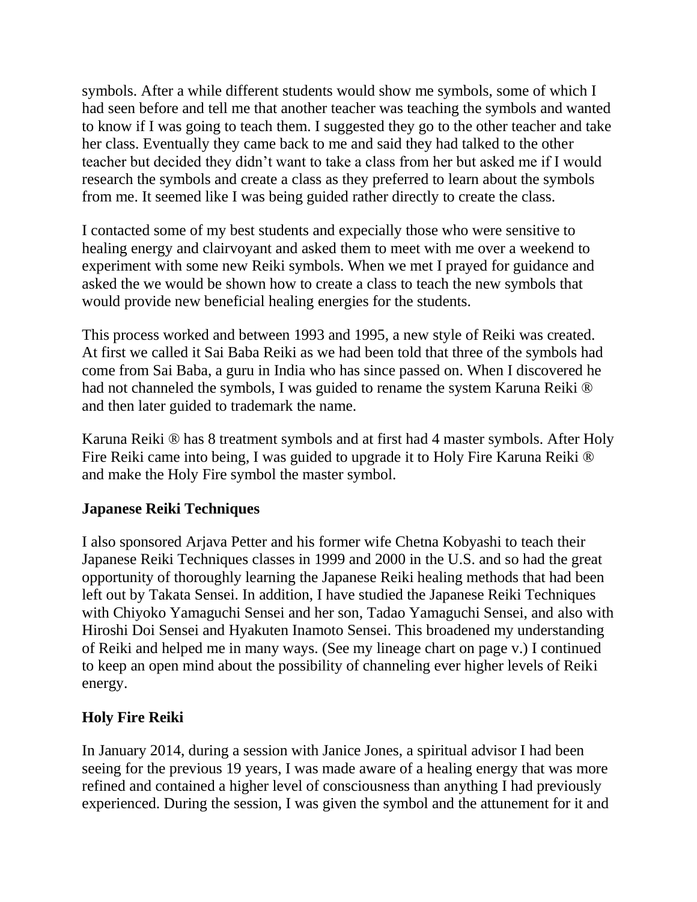symbols. After a while different students would show me symbols, some of which I had seen before and tell me that another teacher was teaching the symbols and wanted to know if I was going to teach them. I suggested they go to the other teacher and take her class. Eventually they came back to me and said they had talked to the other teacher but decided they didn't want to take a class from her but asked me if I would research the symbols and create a class as they preferred to learn about the symbols from me. It seemed like I was being guided rather directly to create the class.

I contacted some of my best students and expecially those who were sensitive to healing energy and clairvoyant and asked them to meet with me over a weekend to experiment with some new Reiki symbols. When we met I prayed for guidance and asked the we would be shown how to create a class to teach the new symbols that would provide new beneficial healing energies for the students.

This process worked and between 1993 and 1995, a new style of Reiki was created. At first we called it Sai Baba Reiki as we had been told that three of the symbols had come from Sai Baba, a guru in India who has since passed on. When I discovered he had not channeled the symbols, I was guided to rename the system Karuna Reiki ® and then later guided to trademark the name.

Karuna Reiki ® has 8 treatment symbols and at first had 4 master symbols. After Holy Fire Reiki came into being, I was guided to upgrade it to Holy Fire Karuna Reiki ® and make the Holy Fire symbol the master symbol.

### Japanese Reiki Techniques

I also sponsored Arjava Petter and his former wife Chetna Kobyashi to teach their Japanese Reiki Techniques classes in 1999 and 2000 in the U.S. and so had the great opportunity of thoroughly learning the Japanese Reiki healing methods that had been left out by Takata Sensei. In addition, I have studied the Japanese Reiki Techniques with Chiyoko Yamaguchi Sensei and her son, Tadao Yamaguchi Sensei, and also with Hiroshi Doi Sensei and Hyakuten Inamoto Sensei. This broadened my understanding of Reiki and helped me in many ways. (See my lineage chart on page v.) I continued to keep an open mind about the possibility of channeling ever higher levels of Reiki energy.

### Holy Fire Reiki

In January 2014, during a session with Janice Jones, a spiritual advisor I had been seeing for the previous 19 years, I was made aware of a healing energy that was more refined and contained a higher level of consciousness than anything I had previously experienced. During the session, I was given the symbol and the attunement for it and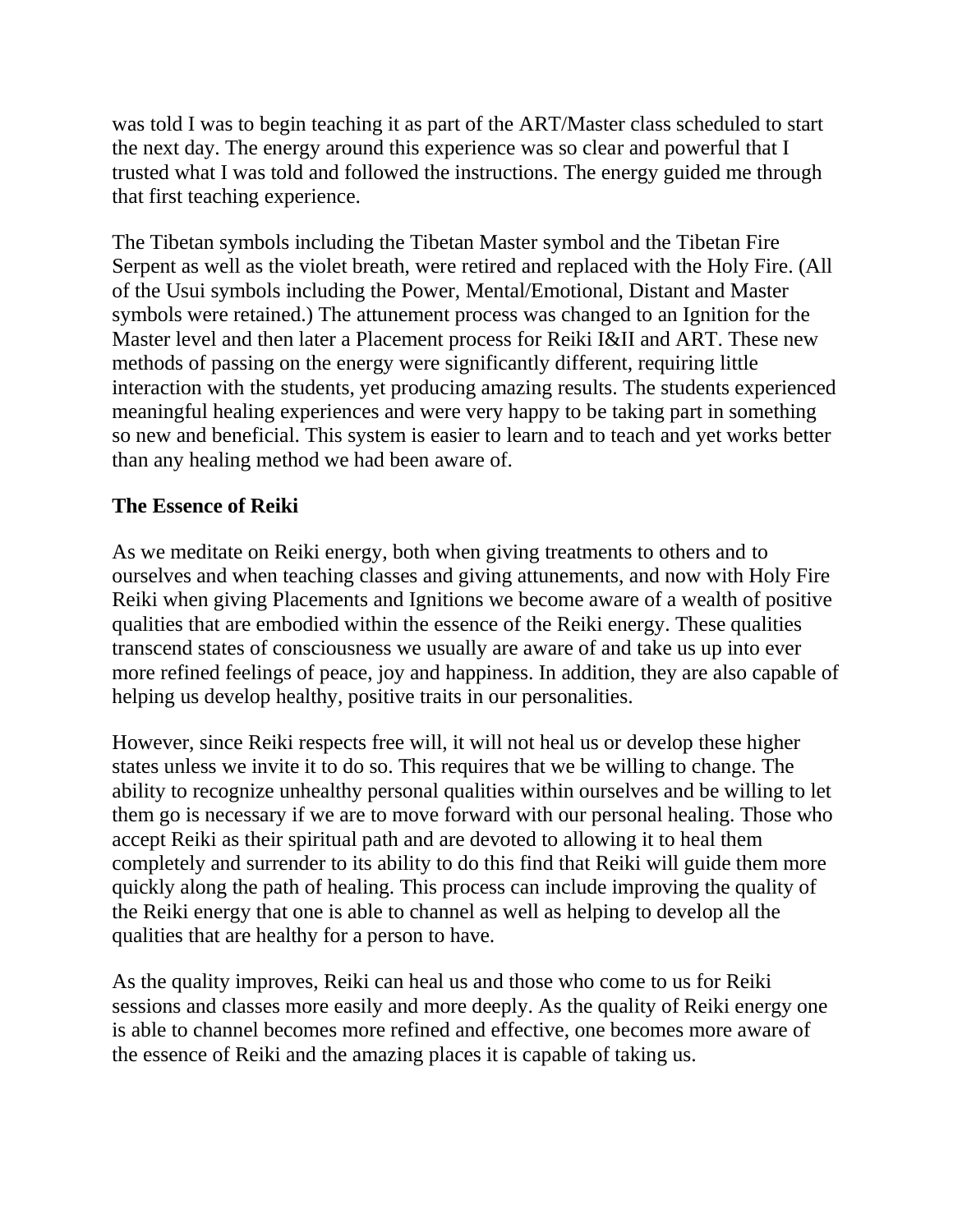was told I was to begin teaching it as part of the ART/Master class scheduled to start the next day. The energy around this experience was so clear and powerful that I trusted what I was told and followed the instructions. The energy guided me through that first teaching experience.

The Tibetan symbols including the Tibetan Master symbol and the Tibetan Fire Serpent as well as the violet breath, were retired and replaced with the Holy Fire. (All of the Usui symbols including the Power, Mental/Emotional, Distant and Master symbols were retained.) The attunement process was changed to an Ignition for the Master level and then later a Placement process for Reiki I&II and ART. These new methods of passing on the energy were significantly different, requiring little interaction with the students, yet producing amazing results. The students experienced meaningful healing experiences and were very happy to be taking part in something so new and beneficial. This system is easier to learn and to teach and yet works better than any healing method we had been aware of.

**The Essence of Reiki**

As we meditate on Reiki energy, both when giving treatments to others and to ourselves and when teaching classes and giving attunements, and now with Holy Fire Reiki when giving Placements and Ignitions we become aware of a wealth of positive qualities that are embodied within the essence of the Reiki energy. These qualities transcend states of consciousness we usually are aware of and take us up into ever more refined feelings of peace, joy and happiness. In addition, they are also capable of helping us develop healthy, positive traits in our personalities.

However, since Reiki respects free will, it will not heal us or develop these higher states unless we invite it to do so. This requires that we be willing to change. The ability to recognize unhealthy personal qualities within ourselves and be willing to let them go is necessary if we are to move forward with our personal healing. Those who accept Reiki as their spiritual path and are devoted to allowing it to heal them completely and surrender to its ability to do this find that Reiki will guide them more quickly along the path of healing. This process can include improving the quality of the Reiki energy that one is able to channel as well as helping to develop all the qualities that are healthy for a person to have.

As the quality improves, Reiki can heal us and those who come to us for Reiki sessions and classes more easily and more deeply. As the quality of Reiki energy one is able to channel becomes more refined and effective, one becomes more aware of the essence of Reiki and the amazing places it is capable of taking us.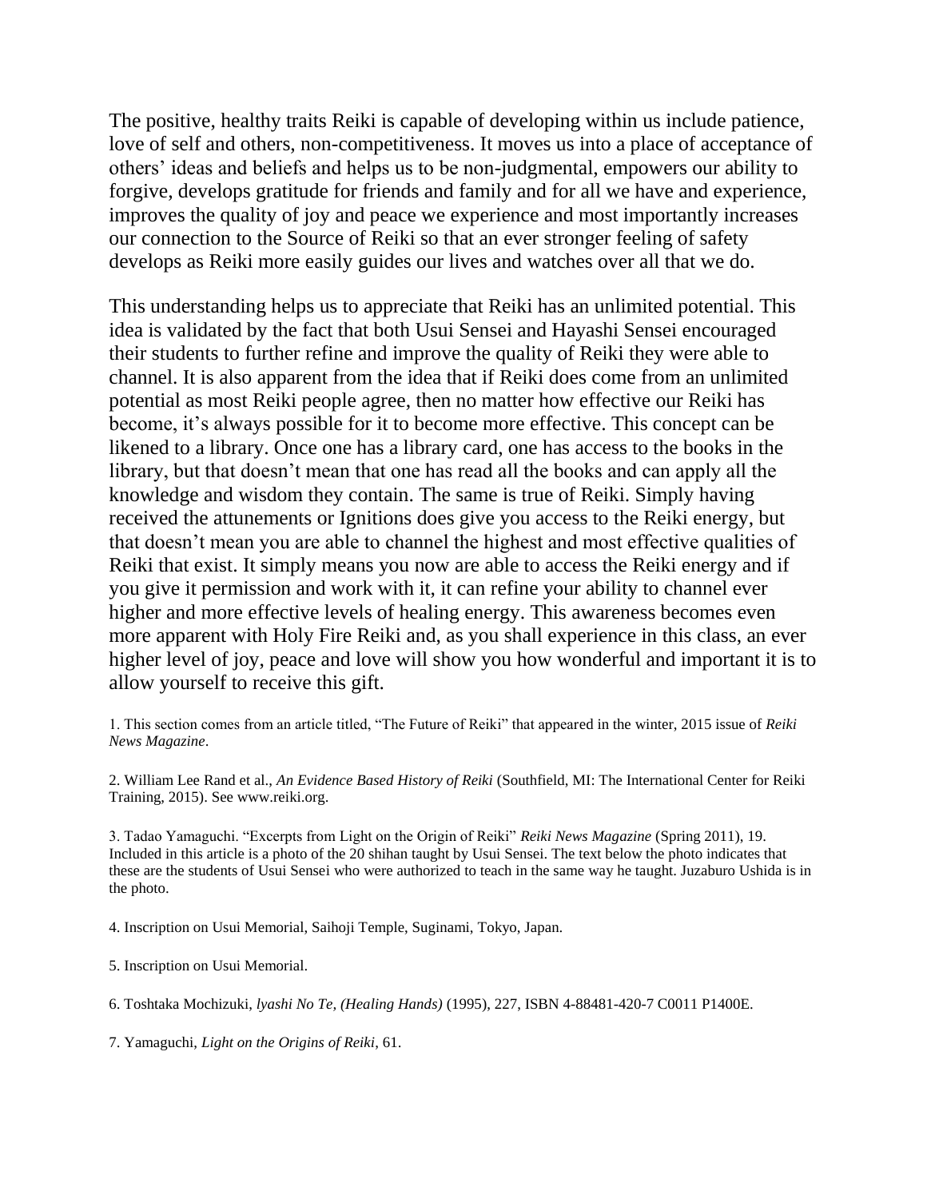The positive, healthy traits Reiki is capable of developing within us include patience, love of self and others, non-competitiveness. It moves us into a place of acceptance of others' ideas and beliefs and helps us to be non-judgmental, empowers our ability to forgive, develops gratitude for friends and family and for all we have and experience, improves the quality of joy and peace we experience and most importantly increases our connection to the Source of Reiki so that an ever stronger feeling of safety develops as Reiki more easily guides our lives and watches over all that we do.

This understanding helps us to appreciate that Reiki has an unlimited potential. This idea is validated by the fact that both Usui Sensei and Hayashi Sensei encouraged their students to further refine and improve the quality of Reiki they were able to channel. It is also apparent from the idea that if Reiki does come from an unlimited potential as most Reiki people agree, then no matter how effective our Reiki has become, it's always possible for it to become more effective. This concept can be likened to a library. Once one has a library card, one has access to the books in the library, but that doesn't mean that one has read all the books and can apply all the knowledge and wisdom they contain. The same is true of Reiki. Simply having received the attunements or Ignitions does give you access to the Reiki energy, but that doesn't mean you are able to channel the highest and most effective qualities of Reiki that exist. It simply means you now are able to access the Reiki energy and if you give it permission and work with it, it can refine your ability to channel ever higher and more effective levels of healing energy. This awareness becomes even more apparent with Holy Fire Reiki and, as you shall experience in this class, an ever higher level of joy, peace and love will show you how wonderful and important it is to allow yourself to receive this gift.

1. This section comes from an article titled, "The Future of Reiki" that appeared in the winter, 2015 issue of *Reiki News Magazine*.

2. William Lee Rand et al., *An Evidence Based History of Reiki* (Southfield, MI: The International Center for Reiki Training, 2015). See www.reiki.org.

3. Tadao Yamaguchi. "Excerpts from Light on the Origin of Reiki" *Reiki News Magazine* (Spring 2011), 19. Included in this article is a photo of the 20 shihan taught by Usui Sensei. The text below the photo indicates that these are the students of Usui Sensei who were authorized to teach in the same way he taught. Juzaburo Ushida is in the photo.

4. Inscription on Usui Memorial, Saihoji Temple, Suginami, Tokyo, Japan.

5. Inscription on Usui Memorial.

6. Toshtaka Mochizuki, *lyashi No Te, (Healing Hands)* (1995), 227, ISBN 4-88481-420-7 C0011 P1400E.

7. Yamaguchi, *Light on the Origins of Reiki*, 61.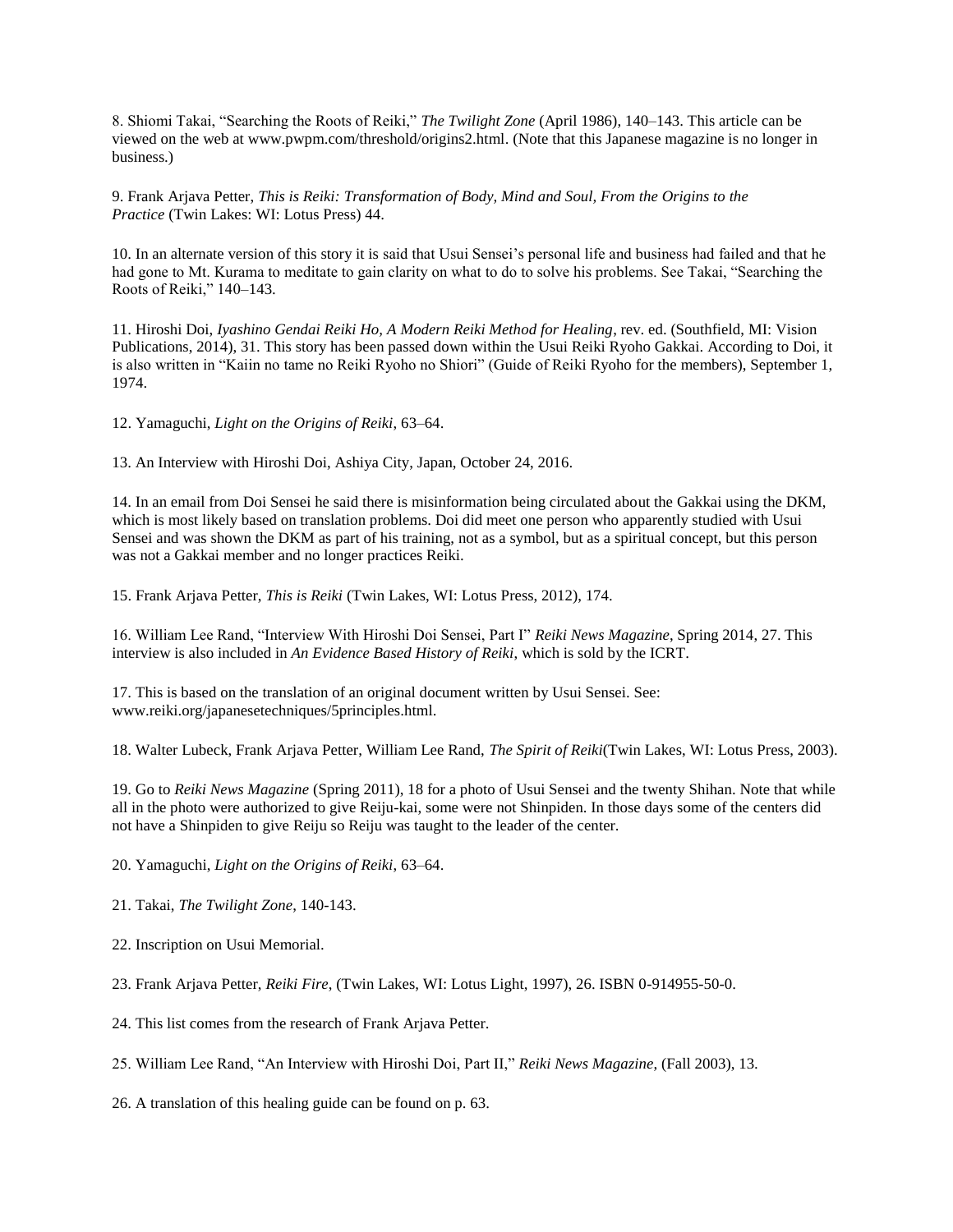8. Shiomi Takai, "Searching the Roots of Reiki," *The Twilight Zone* (April 1986), 140–143. This article can be viewed on the web at www.pwpm.com/threshold/origins2.html. (Note that this Japanese magazine is no longer in business.)

9. Frank Arjava Petter, *This is Reiki: Transformation of Body, Mind and Soul, From the Origins to the Practice* (Twin Lakes: WI: Lotus Press) 44.

10. In an alternate version of this story it is said that Usui Sensei's personal life and business had failed and that he had gone to Mt. Kurama to meditate to gain clarity on what to do to solve his problems. See Takai, "Searching the Roots of Reiki," 140–143.

11. Hiroshi Doi, *Iyashino Gendai Reiki Ho, A Modern Reiki Method for Healing*, rev. ed. (Southfield, MI: Vision Publications, 2014), 31. This story has been passed down within the Usui Reiki Ryoho Gakkai. According to Doi, it is also written in "Kaiin no tame no Reiki Ryoho no Shiori" (Guide of Reiki Ryoho for the members), September 1, 1974.

12. Yamaguchi, *Light on the Origins of Reiki*, 63–64.

13. An Interview with Hiroshi Doi, Ashiya City, Japan, October 24, 2016.

14. In an email from Doi Sensei he said there is misinformation being circulated about the Gakkai using the DKM, which is most likely based on translation problems. Doi did meet one person who apparently studied with Usui Sensei and was shown the DKM as part of his training, not as a symbol, but as a spiritual concept, but this person was not a Gakkai member and no longer practices Reiki.

15. Frank Arjava Petter, *This is Reiki* (Twin Lakes, WI: Lotus Press, 2012), 174.

16. William Lee Rand, "Interview With Hiroshi Doi Sensei, Part I" *Reiki News Magazine*, Spring 2014, 27. This interview is also included in *An Evidence Based History of Reiki*, which is sold by the ICRT.

17. This is based on the translation of an original document written by Usui Sensei. See: www.reiki.org/japanesetechniques/5principles.html.

18. Walter Lubeck, Frank Arjava Petter, William Lee Rand, *The Spirit of Reiki*(Twin Lakes, WI: Lotus Press, 2003).

19. Go to *Reiki News Magazine* (Spring 2011), 18 for a photo of Usui Sensei and the twenty Shihan. Note that while all in the photo were authorized to give Reiju-kai, some were not Shinpiden. In those days some of the centers did not have a Shinpiden to give Reiju so Reiju was taught to the leader of the center.

20. Yamaguchi, *Light on the Origins of Reiki*, 63–64.

21. Takai, *The Twilight Zone*, 140-143.

22. Inscription on Usui Memorial.

23. Frank Arjava Petter, *Reiki Fire*, (Twin Lakes, WI: Lotus Light, 1997), 26. ISBN 0-914955-50-0.

24. This list comes from the research of Frank Arjava Petter.

25. William Lee Rand, "An Interview with Hiroshi Doi, Part II," *Reiki News Magazine*, (Fall 2003), 13.

26. A translation of this healing guide can be found on p. 63.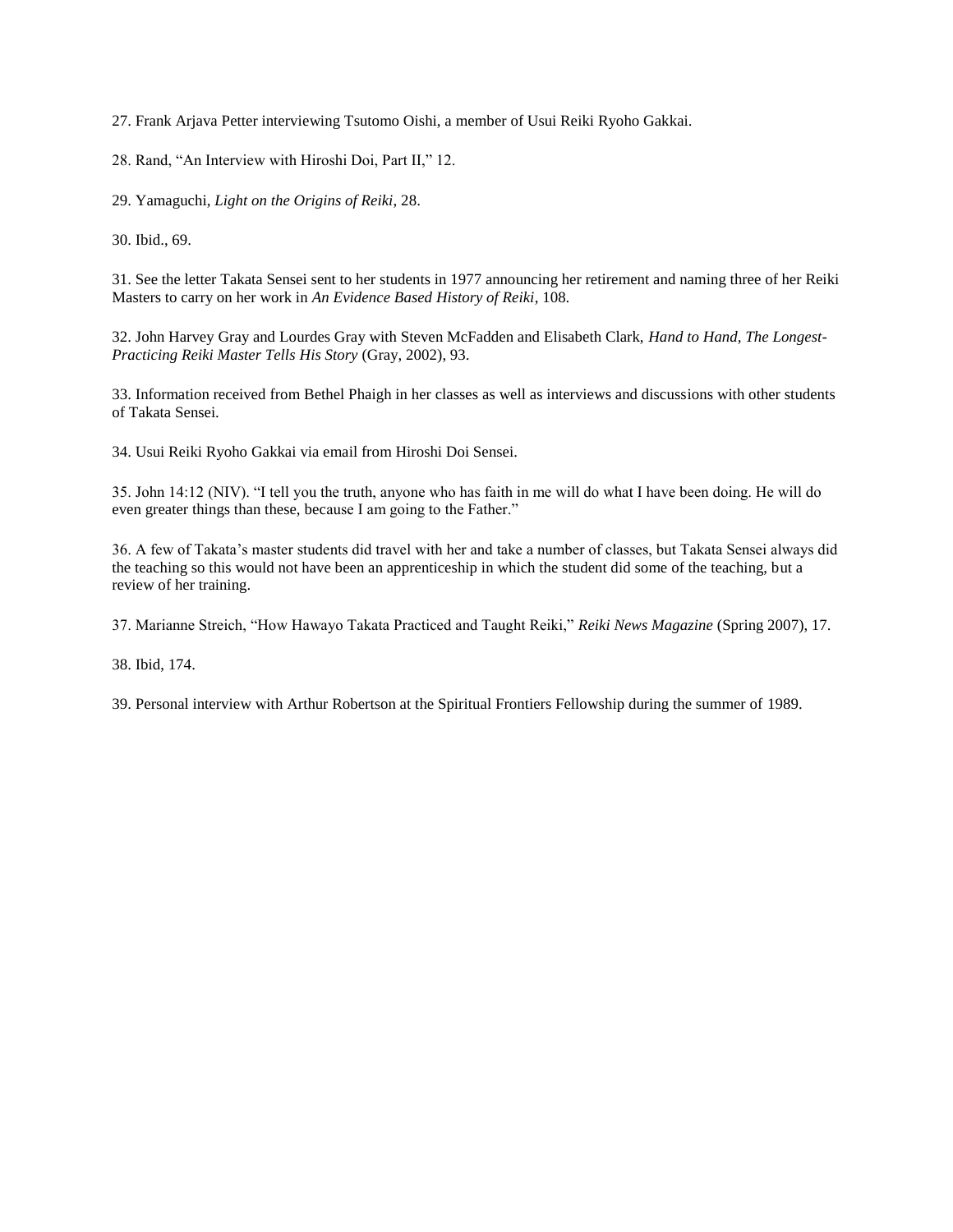27. Frank Arjava Petter interviewing Tsutomo Oishi, a member of Usui Reiki Ryoho Gakkai.

28. Rand, "An Interview with Hiroshi Doi, Part II," 12.

29. Yamaguchi, *Light on the Origins of Reiki*, 28.

30. Ibid., 69.

31. See the letter Takata Sensei sent to her students in 1977 announcing her retirement and naming three of her Reiki Masters to carry on her work in *An Evidence Based History of Reiki*, 108.

32. John Harvey Gray and Lourdes Gray with Steven McFadden and Elisabeth Clark, *Hand to Hand, The Longest-Practicing Reiki Master Tells His Story* (Gray, 2002), 93.

33. Information received from Bethel Phaigh in her classes as well as interviews and discussions with other students of Takata Sensei.

34. Usui Reiki Ryoho Gakkai via email from Hiroshi Doi Sensei.

35. John 14:12 (NIV). "I tell you the truth, anyone who has faith in me will do what I have been doing. He will do even greater things than these, because I am going to the Father."

36. A few of Takata's master students did travel with her and take a number of classes, but Takata Sensei always did the teaching so this would not have been an apprenticeship in which the student did some of the teaching, but a review of her training.

37. Marianne Streich, "How Hawayo Takata Practiced and Taught Reiki," *Reiki News Magazine* (Spring 2007), 17.

38. Ibid, 174.

39. Personal interview with Arthur Robertson at the Spiritual Frontiers Fellowship during the summer of 1989.